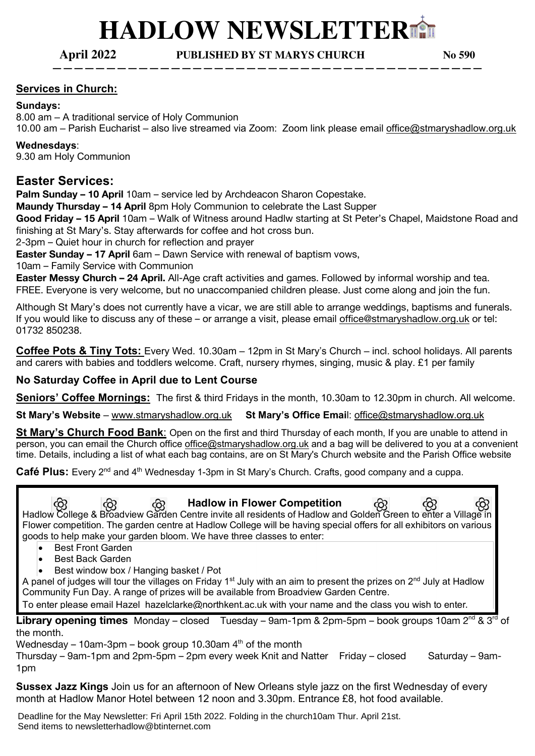# HADLOW NEWSLETTER

**April 2022** **PUBLISHED BY ST MARYS CHURCH** **No 590**

## Services in Church:

**Sundays:**
8.00 am – A traditional service of Holy Communion
10.00 am – Parish Eucharist – also live streamed via Zoom: Zoom link please email office@stmaryshadlow.org.uk

**Wednesdays**:
9.30 am Holy Communion

## Easter Services:

**Palm Sunday – 10 April** 10am – service led by Archdeacon Sharon Copestake.
**Maundy Thursday – 14 April** 8pm Holy Communion to celebrate the Last Supper
**Good Friday – 15 April** 10am – Walk of Witness around Hadlw starting at St Peter's Chapel, Maidstone Road and finishing at St Mary's. Stay afterwards for coffee and hot cross bun.
2-3pm – Quiet hour in church for reflection and prayer
**Easter Sunday – 17 April** 6am – Dawn Service with renewal of baptism vows,
10am – Family Service with Communion
**Easter Messy Church – 24 April.** All-Age craft activities and games. Followed by informal worship and tea. FREE. Everyone is very welcome, but no unaccompanied children please. Just come along and join the fun.

Although St Mary's does not currently have a vicar, we are still able to arrange weddings, baptisms and funerals. If you would like to discuss any of these – or arrange a visit, please email office@stmaryshadlow.org.uk or tel: 01732 850238.

**Coffee Pots & Tiny Tots:** Every Wed. 10.30am – 12pm in St Mary's Church – incl. school holidays. All parents and carers with babies and toddlers welcome. Craft, nursery rhymes, singing, music & play. £1 per family

**No Saturday Coffee in April due to Lent Course**

**Seniors' Coffee Mornings:** The first & third Fridays in the month, 10.30am to 12.30pm in church. All welcome.

**St Mary's Website** – www.stmaryshadlow.org.uk **St Mary's Office Emai**l: office@stmaryshadlow.org.uk

**St Mary's Church Food Bank**: Open on the first and third Thursday of each month, If you are unable to attend in person, you can email the Church office office@stmaryshadlow.org.uk and a bag will be delivered to you at a convenient time. Details, including a list of what each bag contains, are on St Mary's Church website and the Parish Office website

**Café Plus:** Every 2nd and 4th Wednesday 1-3pm in St Mary's Church. Crafts, good company and a cuppa.

### Hadlow in Flower Competition

Hadlow College & Broadview Garden Centre invite all residents of Hadlow and Golden Green to enter a Village in Flower competition. The garden centre at Hadlow College will be having special offers for all exhibitors on various goods to help make your garden bloom. We have three classes to enter:

- Best Front Garden
- Best Back Garden
- Best window box / Hanging basket / Pot

A panel of judges will tour the villages on Friday 1st July with an aim to present the prizes on 2nd July at Hadlow Community Fun Day. A range of prizes will be available from Broadview Garden Centre.
To enter please email Hazel hazelclarke@northkent.ac.uk with your name and the class you wish to enter.

**Library opening times** Monday – closed Tuesday – 9am-1pm & 2pm-5pm – book groups 10am 2nd & 3rd of the month.
Wednesday – 10am-3pm – book group 10.30am 4th of the month
Thursday – 9am-1pm and 2pm-5pm – 2pm every week Knit and Natter Friday – closed Saturday – 9am-1pm

**Sussex Jazz Kings** Join us for an afternoon of New Orleans style jazz on the first Wednesday of every month at Hadlow Manor Hotel between 12 noon and 3.30pm. Entrance £8, hot food available.

Deadline for the May Newsletter: Fri April 15th 2022. Folding in the church10am Thur. April 21st.
Send items to newsletterhadlow@btinternet.com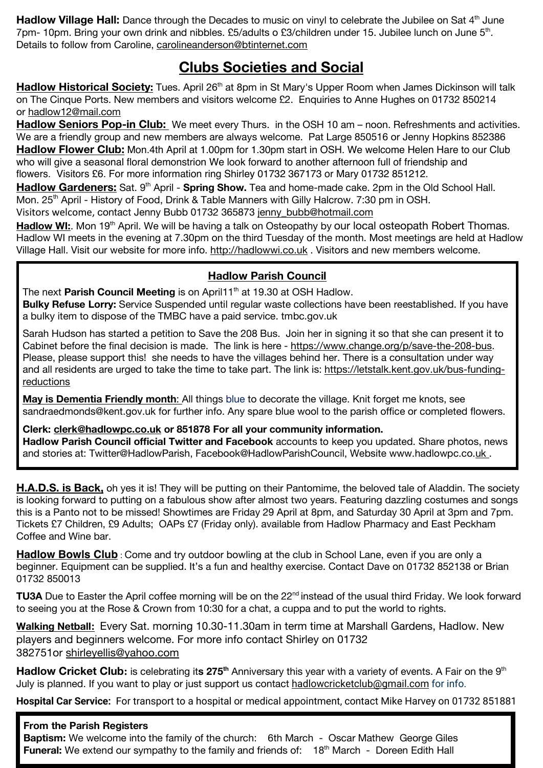**Hadlow Village Hall:** Dance through the Decades to music on vinyl to celebrate the Jubilee on Sat 4th June 7pm- 10pm. Bring your own drink and nibbles. £5/adults o £3/children under 15. Jubilee lunch on June 5th. Details to follow from Caroline, carolineanderson@btinternet.com

## Clubs Societies and Social

**Hadlow Historical Society:** Tues. April 26th at 8pm in St Mary's Upper Room when James Dickinson will talk on The Cinque Ports. New members and visitors welcome £2. Enquiries to Anne Hughes on 01732 850214 or hadlow12@mail.com

**Hadlow Seniors Pop-in Club:** We meet every Thurs. in the OSH 10 am – noon. Refreshments and activities. We are a friendly group and new members are always welcome. Pat Large 850516 or Jenny Hopkins 852386

**Hadlow Flower Club:** Mon.4th April at 1.00pm for 1.30pm start in OSH. We welcome Helen Hare to our Club who will give a seasonal floral demonstrion We look forward to another afternoon full of friendship and flowers. Visitors £6. For more information ring Shirley 01732 367173 or Mary 01732 851212.

**Hadlow Gardeners:** Sat. 9th April - **Spring Show.** Tea and home-made cake. 2pm in the Old School Hall.
Mon. 25th April - History of Food, Drink & Table Manners with Gilly Halcrow. 7:30 pm in OSH.
Visitors welcome, contact Jenny Bubb 01732 365873 jenny_bubb@hotmail.com

**Hadlow WI:**. Mon 19th April. We will be having a talk on Osteopathy by our local osteopath Robert Thomas. Hadlow WI meets in the evening at 7.30pm on the third Tuesday of the month. Most meetings are held at Hadlow Village Hall. Visit our website for more info. http://hadlowwi.co.uk . Visitors and new members welcome.

### Hadlow Parish Council

The next **Parish Council Meeting** is on April11th at 19.30 at OSH Hadlow.
**Bulky Refuse Lorry:** Service Suspended until regular waste collections have been reestablished. If you have a bulky item to dispose of the TMBC have a paid service. tmbc.gov.uk

Sarah Hudson has started a petition to Save the 208 Bus. Join her in signing it so that she can present it to Cabinet before the final decision is made. The link is here - https://www.change.org/p/save-the-208-bus. Please, please support this! she needs to have the villages behind her. There is a consultation under way and all residents are urged to take the time to take part. The link is: https://letstalk.kent.gov.uk/bus-funding-reductions

**May is Dementia Friendly month**: All things blue to decorate the village. Knit forget me knots, see sandraedmonds@kent.gov.uk for further info. Any spare blue wool to the parish office or completed flowers.

**Clerk: clerk@hadlowpc.co.uk or 851878 For all your community information.**
**Hadlow Parish Council official Twitter and Facebook** accounts to keep you updated. Share photos, news and stories at: Twitter@HadlowParish, Facebook@HadlowParishCouncil, Website www.hadlowpc.co.uk .

**H.A.D.S. is Back,** oh yes it is! They will be putting on their Pantomime, the beloved tale of Aladdin. The society is looking forward to putting on a fabulous show after almost two years. Featuring dazzling costumes and songs this is a Panto not to be missed! Showtimes are Friday 29 April at 8pm, and Saturday 30 April at 3pm and 7pm. Tickets £7 Children, £9 Adults; OAPs £7 (Friday only). available from Hadlow Pharmacy and East Peckham Coffee and Wine bar.

**Hadlow Bowls Club** : Come and try outdoor bowling at the club in School Lane, even if you are only a beginner. Equipment can be supplied. It's a fun and healthy exercise. Contact Dave on 01732 852138 or Brian 01732 850013

**TU3A** Due to Easter the April coffee morning will be on the 22nd instead of the usual third Friday. We look forward to seeing you at the Rose & Crown from 10:30 for a chat, a cuppa and to put the world to rights.

**Walking Netball:** Every Sat. morning 10.30-11.30am in term time at Marshall Gardens, Hadlow. New players and beginners welcome. For more info contact Shirley on 01732 382751or shirleyellis@yahoo.com

**Hadlow Cricket Club:** is celebrating it**s 275th** Anniversary this year with a variety of events. A Fair on the 9th July is planned. If you want to play or just support us contact hadlowcricketclub@gmail.com for info.

**Hospital Car Service:** For transport to a hospital or medical appointment, contact Mike Harvey on 01732 851881

**From the Parish Registers**
**Baptism:** We welcome into the family of the church: 6th March - Oscar Mathew George Giles
**Funeral:** We extend our sympathy to the family and friends of: 18th March - Doreen Edith Hall